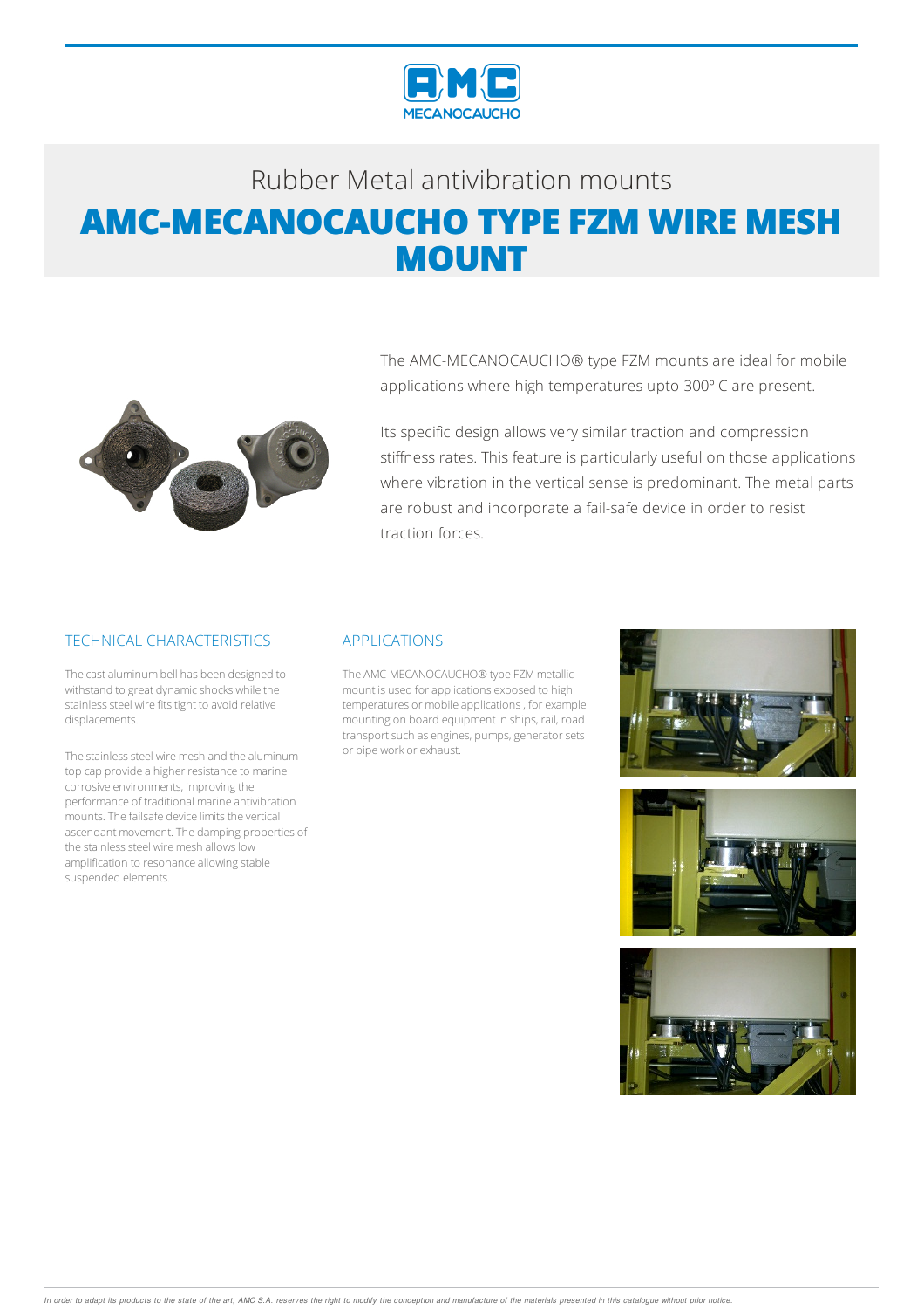Rubber Metal antivibration mounts

# AMC-MECANOCAUCHO TYPE FZM WIRE MESH MOUNT

The AMC-MECANOCAUCHO® type FZM mounts are ideal for mobile applications where high temperatures upto 300º C are present.

Its specific design allows very similar traction and compression stiffness rates. This feature is particularly useful on those applications where vibration in the vertical sense is predominant. The metal parts are robust and incorporate a fail-safe device in order to resist traction forces.

## TECHNICAL CHARACTERISTICS

The cast aluminum bell has been designed to withstand to great dynamic shocks while the stainless steel wire fits tight to avoid relative displacements.

The stainless steel wire mesh and the aluminum top cap provide a higher resistance to marine corrosive environments, improving the performance of traditional marine antivibration mounts. The failsafe device limits the vertical ascendant movement. The damping properties of the stainless steel wire mesh allows low amplification to resonance allowing stable suspended elements.

## APPLICATIONS

The AMC-MECANOCAUCHO® type FZM metallic mount is used for applications exposed to high temperatures or mobile applications , for example mounting on board equipment in ships, rail, road transport such as engines, pumps, generator sets or pipe work or exhaust.

*In order to adapt its products to the state of the art, AMC S.A. reserves the right to modify the conception and manufacture of the materials presented in this catalogue without prior notice.*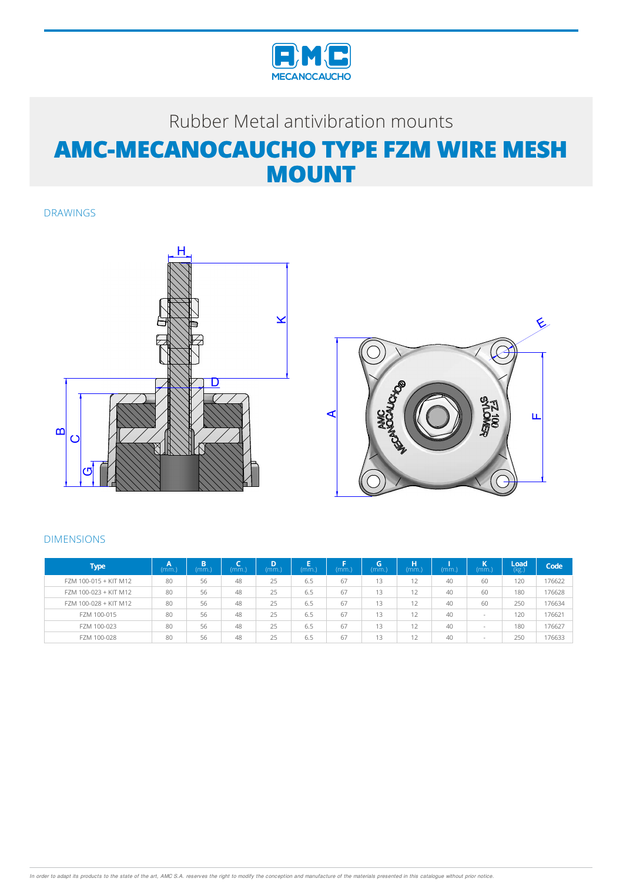Rubber Metal antivibration mounts

# AMC-MECANOCAUCHO TYPE FZM WIRE MESH MOUNT

## DRAWINGS

## DIMENSIONS

| Type | A (mm.) | B (mm.) | C (mm.) | D (mm.) | E (mm.) | F (mm.) | G (mm.) | H (mm.) | I (mm.) | K (mm.) | Load (kg.) | Code |
|---|---|---|---|---|---|---|---|---|---|---|---|---|
| FZM 100-015 + KIT M12 | 80 | 56 | 48 | 25 | 6.5 | 67 | 13 | 12 | 40 | 60 | 120 | 176622 |
| FZM 100-023 + KIT M12 | 80 | 56 | 48 | 25 | 6.5 | 67 | 13 | 12 | 40 | 60 | 180 | 176628 |
| FZM 100-028 + KIT M12 | 80 | 56 | 48 | 25 | 6.5 | 67 | 13 | 12 | 40 | 60 | 250 | 176634 |
| FZM 100-015 | 80 | 56 | 48 | 25 | 6.5 | 67 | 13 | 12 | 40 | - | 120 | 176621 |
| FZM 100-023 | 80 | 56 | 48 | 25 | 6.5 | 67 | 13 | 12 | 40 | - | 180 | 176627 |
| FZM 100-028 | 80 | 56 | 48 | 25 | 6.5 | 67 | 13 | 12 | 40 | - | 250 | 176633 |

*In order to adapt its products to the state of the art, AMC S.A. reserves the right to modify the conception and manufacture of the materials presented in this catalogue without prior notice.*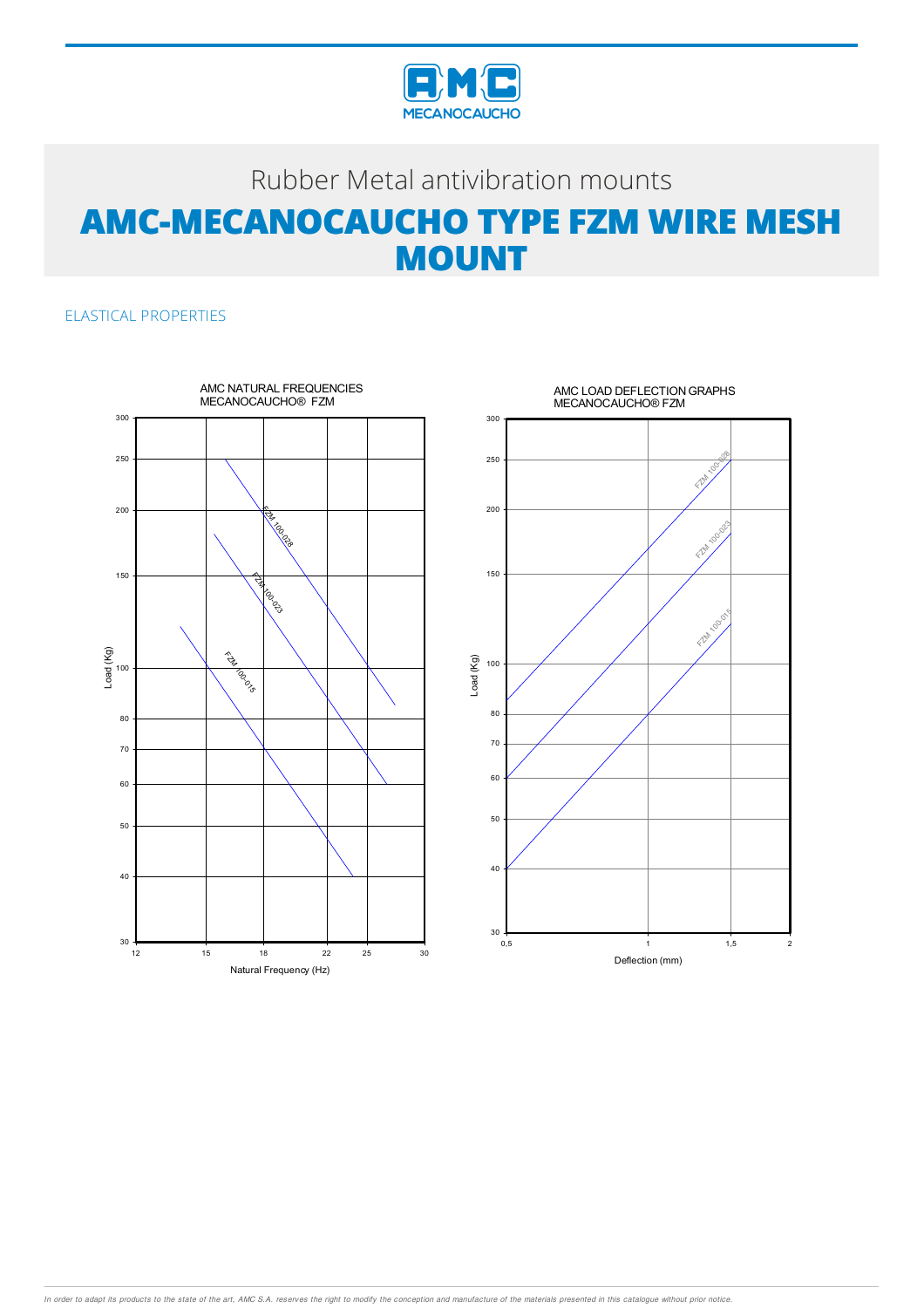Rubber Metal antivibration mounts

# AMC-MECANOCAUCHO TYPE FZM WIRE MESH MOUNT

## ELASTICAL PROPERTIES

AMC NATURAL FREQUENCIES
MECANOCAUCHO® FZM

Load (Kg)

300
250
200
150
100
80
70
60
50
40
30

12
15
18
22
25
30

Natural Frequency (Hz)

FZM 100-028
FZM 100-023
FZM 100-015

AMC LOAD DEFLECTION GRAPHS
MECANOCAUCHO® FZM

Load (Kg)

300
250
200
150
100
80
70
60
50
40
30

0,5
1
1,5
2

Deflection (mm)

FZM 100-028
FZM 100-023
FZM 100-015

*In order to adapt its products to the state of the art, AMC S.A. reserves the right to modify the conception and manufacture of the materials presented in this catalogue without prior notice.*